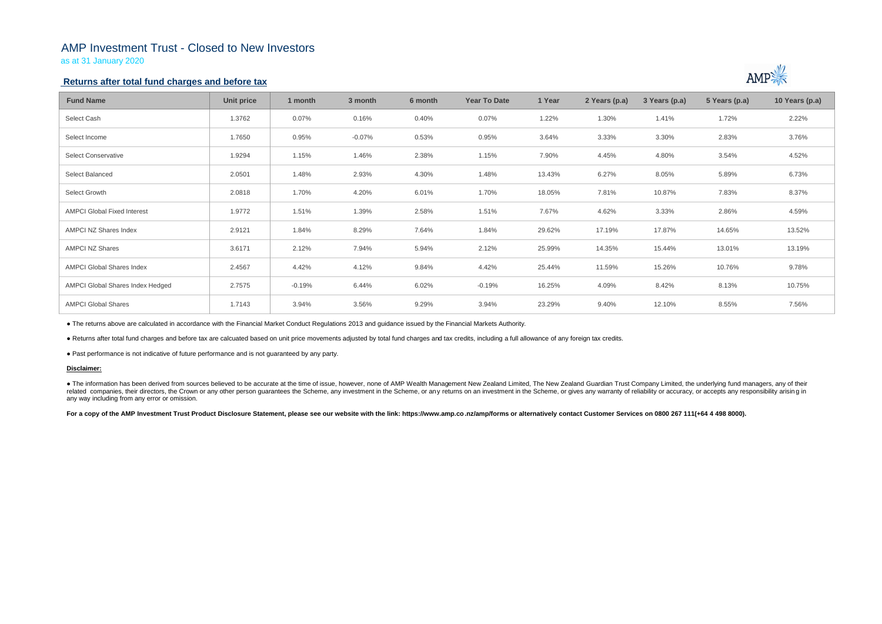# AMP Investment Trust - Closed to New Investors

as at 31 January 2020

## Returns after total fund charges and before tax

| Fund Name | Unit price | 1 month | 3 month | 6 month | Year To Date | 1 Year | 2 Years (p.a) | 3 Years (p.a) | 5 Years (p.a) | 10 Years (p.a) |
|---|---|---|---|---|---|---|---|---|---|---|
| Select Cash | 1.3762 | 0.07% | 0.16% | 0.40% | 0.07% | 1.22% | 1.30% | 1.41% | 1.72% | 2.22% |
| Select Income | 1.7650 | 0.95% | -0.07% | 0.53% | 0.95% | 3.64% | 3.33% | 3.30% | 2.83% | 3.76% |
| Select Conservative | 1.9294 | 1.15% | 1.46% | 2.38% | 1.15% | 7.90% | 4.45% | 4.80% | 3.54% | 4.52% |
| Select Balanced | 2.0501 | 1.48% | 2.93% | 4.30% | 1.48% | 13.43% | 6.27% | 8.05% | 5.89% | 6.73% |
| Select Growth | 2.0818 | 1.70% | 4.20% | 6.01% | 1.70% | 18.05% | 7.81% | 10.87% | 7.83% | 8.37% |
| AMPCI Global Fixed Interest | 1.9772 | 1.51% | 1.39% | 2.58% | 1.51% | 7.67% | 4.62% | 3.33% | 2.86% | 4.59% |
| AMPCI NZ Shares Index | 2.9121 | 1.84% | 8.29% | 7.64% | 1.84% | 29.62% | 17.19% | 17.87% | 14.65% | 13.52% |
| AMPCI NZ Shares | 3.6171 | 2.12% | 7.94% | 5.94% | 2.12% | 25.99% | 14.35% | 15.44% | 13.01% | 13.19% |
| AMPCI Global Shares Index | 2.4567 | 4.42% | 4.12% | 9.84% | 4.42% | 25.44% | 11.59% | 15.26% | 10.76% | 9.78% |
| AMPCI Global Shares Index Hedged | 2.7575 | -0.19% | 6.44% | 6.02% | -0.19% | 16.25% | 4.09% | 8.42% | 8.13% | 10.75% |
| AMPCI Global Shares | 1.7143 | 3.94% | 3.56% | 9.29% | 3.94% | 23.29% | 9.40% | 12.10% | 8.55% | 7.56% |

● The returns above are calculated in accordance with the Financial Market Conduct Regulations 2013 and guidance issued by the Financial Markets Authority.

● Returns after total fund charges and before tax are calcuated based on unit price movements adjusted by total fund charges and tax credits, including a full allowance of any foreign tax credits.

● Past performance is not indicative of future performance and is not guaranteed by any party.

**Disclaimer:**

● The information has been derived from sources believed to be accurate at the time of issue, however, none of AMP Wealth Management New Zealand Limited, The New Zealand Guardian Trust Company Limited, the underlying fund managers, any of their related companies, their directors, the Crown or any other person guarantees the Scheme, any investment in the Scheme, or any returns on an investment in the Scheme, or gives any warranty of reliability or accuracy, or accepts any responsibility arising in any way including from any error or omission.

**For a copy of the AMP Investment Trust Product Disclosure Statement, please see our website with the link: https://www.amp.co.nz/amp/forms or alternatively contact Customer Services on 0800 267 111(+64 4 498 8000).**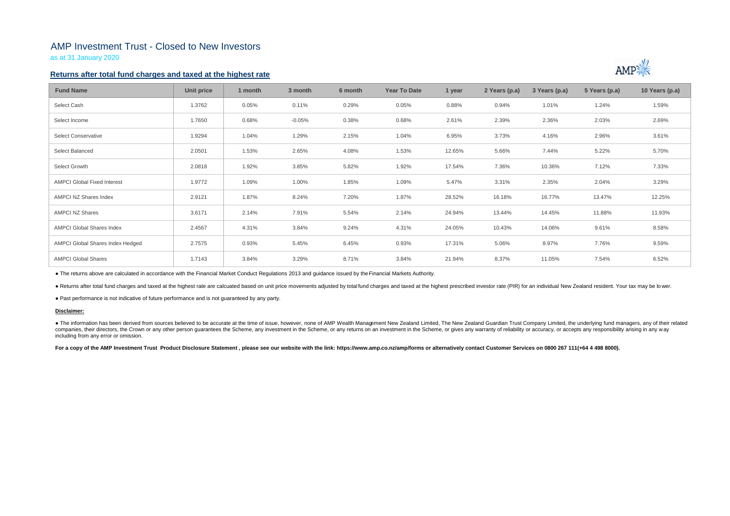# AMP Investment Trust - Closed to New Investors

as at 31 January 2020

## Returns after total fund charges and taxed at the highest rate

| Fund Name | Unit price | 1 month | 3 month | 6 month | Year To Date | 1 year | 2 Years (p.a) | 3 Years (p.a) | 5 Years (p.a) | 10 Years (p.a) |
|---|---|---|---|---|---|---|---|---|---|---|
| Select Cash | 1.3762 | 0.05% | 0.11% | 0.29% | 0.05% | 0.88% | 0.94% | 1.01% | 1.24% | 1.59% |
| Select Income | 1.7650 | 0.68% | -0.05% | 0.38% | 0.68% | 2.61% | 2.39% | 2.36% | 2.03% | 2.69% |
| Select Conservative | 1.9294 | 1.04% | 1.29% | 2.15% | 1.04% | 6.95% | 3.73% | 4.16% | 2.96% | 3.61% |
| Select Balanced | 2.0501 | 1.53% | 2.65% | 4.08% | 1.53% | 12.65% | 5.66% | 7.44% | 5.22% | 5.70% |
| Select Growth | 2.0818 | 1.92% | 3.85% | 5.82% | 1.92% | 17.54% | 7.36% | 10.36% | 7.12% | 7.33% |
| AMPCI Global Fixed Interest | 1.9772 | 1.09% | 1.00% | 1.85% | 1.09% | 5.47% | 3.31% | 2.35% | 2.04% | 3.29% |
| AMPCI NZ Shares Index | 2.9121 | 1.87% | 8.24% | 7.20% | 1.87% | 28.52% | 16.18% | 16.77% | 13.47% | 12.25% |
| AMPCI NZ Shares | 3.6171 | 2.14% | 7.91% | 5.54% | 2.14% | 24.94% | 13.44% | 14.45% | 11.88% | 11.93% |
| AMPCI Global Shares Index | 2.4567 | 4.31% | 3.84% | 9.24% | 4.31% | 24.05% | 10.43% | 14.06% | 9.61% | 8.58% |
| AMPCI Global Shares Index Hedged | 2.7575 | 0.93% | 5.45% | 6.45% | 0.93% | 17.31% | 5.06% | 8.97% | 7.76% | 9.59% |
| AMPCI Global Shares | 1.7143 | 3.84% | 3.29% | 8.71% | 3.84% | 21.94% | 8.37% | 11.05% | 7.54% | 6.52% |

● The returns above are calculated in accordance with the Financial Market Conduct Regulations 2013 and guidance issued by the Financial Markets Authority.

● Returns after total fund charges and taxed at the highest rate are calcuated based on unit price movements adjusted by total fund charges and taxed at the highest prescribed investor rate (PIR) for an individual New Zealand resident. Your tax may be lower.

● Past performance is not indicative of future performance and is not guaranteed by any party.

**Disclaimer:**

● The information has been derived from sources believed to be accurate at the time of issue, however, none of AMP Wealth Management New Zealand Limited, The New Zealand Guardian Trust Company Limited, the underlying fund managers, any of their related companies, their directors, the Crown or any other person guarantees the Scheme, any investment in the Scheme, or any returns on an investment in the Scheme, or gives any warranty of reliability or accuracy, or accepts any responsibility arising in any way including from any error or omission.

**For a copy of the AMP Investment Trust Product Disclosure Statement , please see our website with the link: https://www.amp.co.nz/amp/forms or alternatively contact Customer Services on 0800 267 111(+64 4 498 8000).**